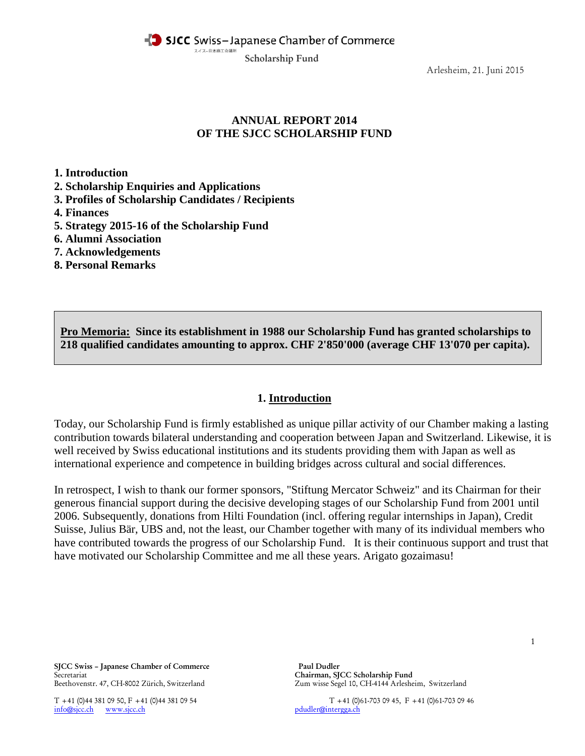SJCC Swiss–Japanese Chamber of Commerce
スイス–日本商工会議所
Scholarship Fund

Arlesheim, 21. Juni 2015

# ANNUAL REPORT 2014
# OF THE SJCC SCHOLARSHIP FUND

**1. Introduction**
**2. Scholarship Enquiries and Applications**
**3. Profiles of Scholarship Candidates / Recipients**
**4. Finances**
**5. Strategy 2015-16 of the Scholarship Fund**
**6. Alumni Association**
**7. Acknowledgements**
**8. Personal Remarks**

> **Pro Memoria:** **Since its establishment in 1988 our Scholarship Fund has granted scholarships to 218 qualified candidates amounting to approx. CHF 2'850'000 (average CHF 13'070 per capita).**

## 1. Introduction

Today, our Scholarship Fund is firmly established as unique pillar activity of our Chamber making a lasting contribution towards bilateral understanding and cooperation between Japan and Switzerland. Likewise, it is well received by Swiss educational institutions and its students providing them with Japan as well as international experience and competence in building bridges across cultural and social differences.

In retrospect, I wish to thank our former sponsors, "Stiftung Mercator Schweiz" and its Chairman for their generous financial support during the decisive developing stages of our Scholarship Fund from 2001 until 2006. Subsequently, donations from Hilti Foundation (incl. offering regular internships in Japan), Credit Suisse, Julius Bär, UBS and, not the least, our Chamber together with many of its individual members who have contributed towards the progress of our Scholarship Fund. It is their continuous support and trust that have motivated our Scholarship Committee and me all these years. Arigato gozaimasu!

**SJCC Swiss – Japanese Chamber of Commerce**
Secretariat
Beethovenstr. 47, CH-8002 Zürich, Switzerland

T +41 (0)44 381 09 50, F +41 (0)44 381 09 54
info@sjcc.ch www.sjcc.ch

**Paul Dudler**
**Chairman, SJCC Scholarship Fund**
Zum wisse Segel 10, CH-4144 Arlesheim, Switzerland

T +41 (0)61-703 09 45, F +41 (0)61-703 09 46
pdudler@intergga.ch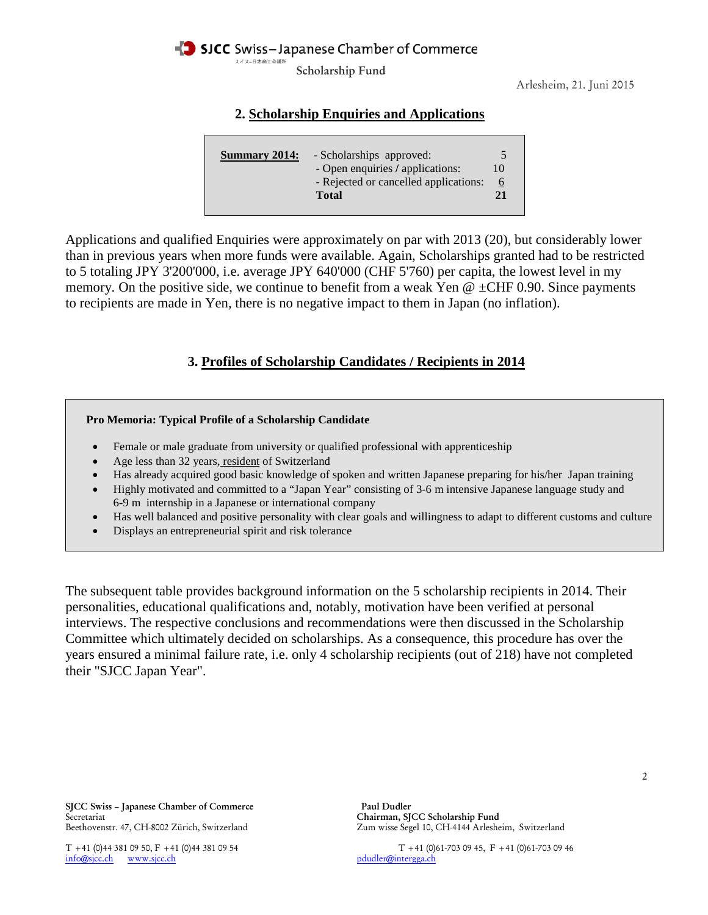Arlesheim, 21. Juni 2015

## 2. Scholarship Enquiries and Applications

| **Summary 2014:** | - Scholarships approved: | 5 |
|---|---|---|
| | - Open enquiries / applications: | 10 |
| | - Rejected or cancelled applications: | 6 |
| | **Total** | **21** |

Applications and qualified Enquiries were approximately on par with 2013 (20), but considerably lower than in previous years when more funds were available. Again, Scholarships granted had to be restricted to 5 totaling JPY 3'200'000, i.e. average JPY 640'000 (CHF 5'760) per capita, the lowest level in my memory. On the positive side, we continue to benefit from a weak Yen @ ±CHF 0.90. Since payments to recipients are made in Yen, there is no negative impact to them in Japan (no inflation).

## 3. Profiles of Scholarship Candidates / Recipients in 2014

**Pro Memoria: Typical Profile of a Scholarship Candidate**

- Female or male graduate from university or qualified professional with apprenticeship
- Age less than 32 years, resident of Switzerland
- Has already acquired good basic knowledge of spoken and written Japanese preparing for his/her Japan training
- Highly motivated and committed to a "Japan Year" consisting of 3-6 m intensive Japanese language study and 6-9 m internship in a Japanese or international company
- Has well balanced and positive personality with clear goals and willingness to adapt to different customs and culture
- Displays an entrepreneurial spirit and risk tolerance

The subsequent table provides background information on the 5 scholarship recipients in 2014. Their personalities, educational qualifications and, notably, motivation have been verified at personal interviews. The respective conclusions and recommendations were then discussed in the Scholarship Committee which ultimately decided on scholarships. As a consequence, this procedure has over the years ensured a minimal failure rate, i.e. only 4 scholarship recipients (out of 218) have not completed their "SJCC Japan Year".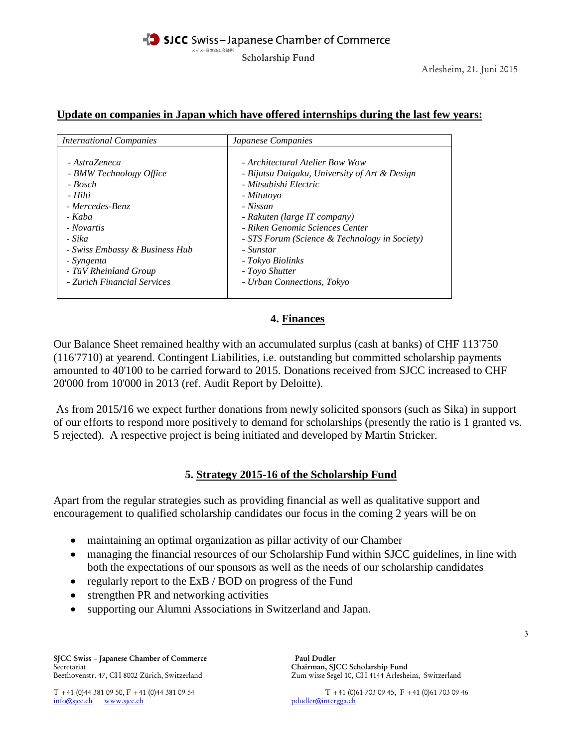Arlesheim, 21. Juni 2015

**<u>Update on companies in Japan which have offered internships during the last few years:</u>**

| *International Companies* | *Japanese Companies* |
|---|---|
| *- AstraZeneca* | *- Architectural Atelier Bow Wow* |
| *- BMW Technology Office* | *- Bijutsu Daigaku, University of Art & Design* |
| *- Bosch* | *- Mitsubishi Electric* |
| *- Hilti* | *- Mitutoyo* |
| *- Mercedes-Benz* | *- Nissan* |
| *- Kaba* | *- Rakuten (large IT company)* |
| *- Novartis* | *- Riken Genomic Sciences Center* |
| *- Sika* | *- STS Forum (Science & Technology in Society)* |
| *- Swiss Embassy & Business Hub* | *- Sunstar* |
| *- Syngenta* | *- Tokyo Biolinks* |
| *- TüV Rheinland Group* | *- Toyo Shutter* |
| *- Zurich Financial Services* | *- Urban Connections, Tokyo* |

## 4. <u>Finances</u>

Our Balance Sheet remained healthy with an accumulated surplus (cash at banks) of CHF 113'750 (116'7710) at yearend. Contingent Liabilities, i.e. outstanding but committed scholarship payments amounted to 40'100 to be carried forward to 2015. Donations received from SJCC increased to CHF 20'000 from 10'000 in 2013 (ref. Audit Report by Deloitte).

As from 2015/16 we expect further donations from newly solicited sponsors (such as Sika) in support of our efforts to respond more positively to demand for scholarships (presently the ratio is 1 granted vs. 5 rejected). A respective project is being initiated and developed by Martin Stricker.

## 5. <u>Strategy 2015-16 of the Scholarship Fund</u>

Apart from the regular strategies such as providing financial as well as qualitative support and encouragement to qualified scholarship candidates our focus in the coming 2 years will be on

- maintaining an optimal organization as pillar activity of our Chamber
- managing the financial resources of our Scholarship Fund within SJCC guidelines, in line with both the expectations of our sponsors as well as the needs of our scholarship candidates
- regularly report to the ExB / BOD on progress of the Fund
- strengthen PR and networking activities
- supporting our Alumni Associations in Switzerland and Japan.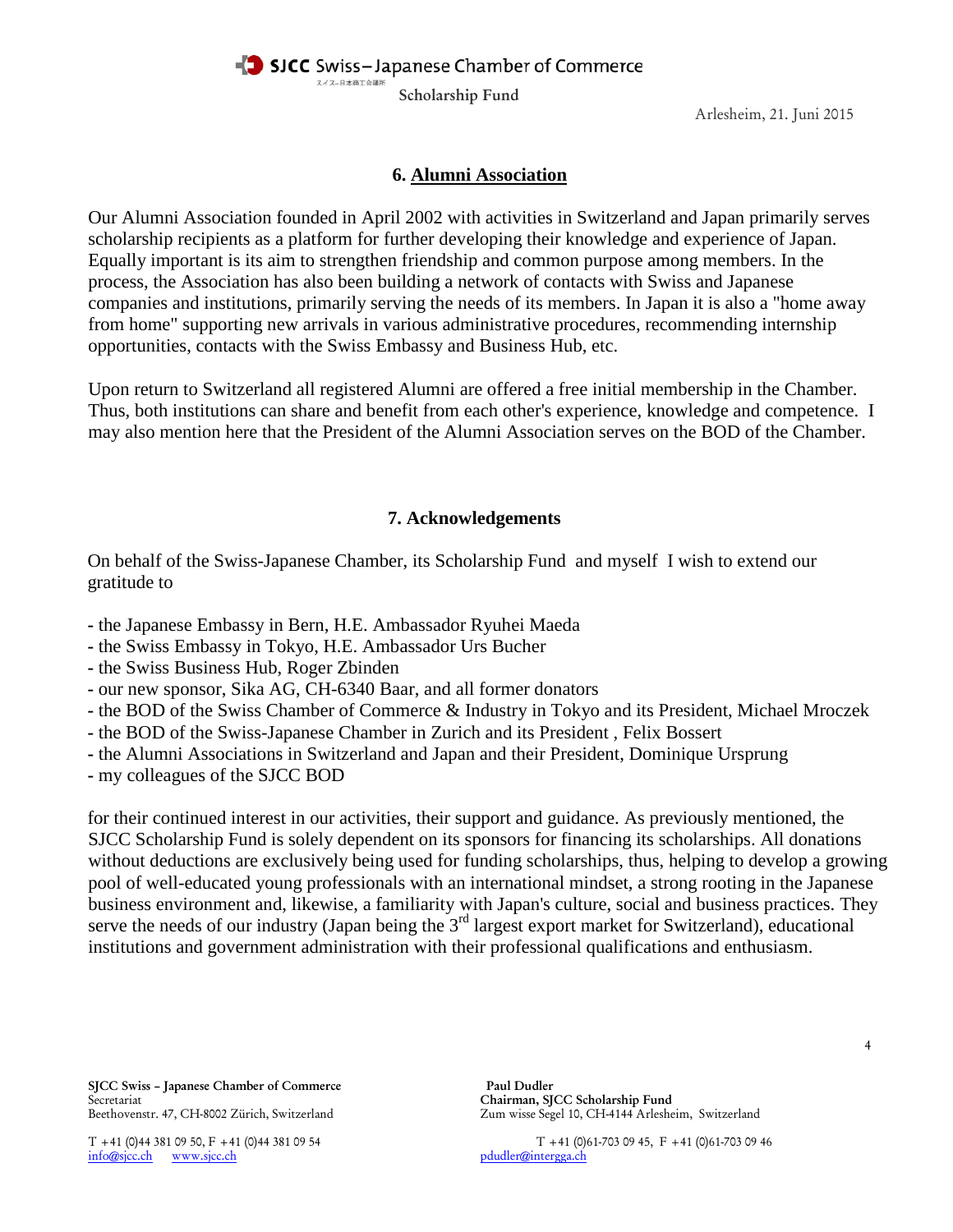## 6. Alumni Association

Our Alumni Association founded in April 2002 with activities in Switzerland and Japan primarily serves scholarship recipients as a platform for further developing their knowledge and experience of Japan. Equally important is its aim to strengthen friendship and common purpose among members. In the process, the Association has also been building a network of contacts with Swiss and Japanese companies and institutions, primarily serving the needs of its members. In Japan it is also a "home away from home" supporting new arrivals in various administrative procedures, recommending internship opportunities, contacts with the Swiss Embassy and Business Hub, etc.

Upon return to Switzerland all registered Alumni are offered a free initial membership in the Chamber. Thus, both institutions can share and benefit from each other's experience, knowledge and competence. I may also mention here that the President of the Alumni Association serves on the BOD of the Chamber.

## 7. Acknowledgements

On behalf of the Swiss-Japanese Chamber, its Scholarship Fund and myself I wish to extend our gratitude to

- the Japanese Embassy in Bern, H.E. Ambassador Ryuhei Maeda
- the Swiss Embassy in Tokyo, H.E. Ambassador Urs Bucher
- the Swiss Business Hub, Roger Zbinden
- our new sponsor, Sika AG, CH-6340 Baar, and all former donators
- the BOD of the Swiss Chamber of Commerce & Industry in Tokyo and its President, Michael Mroczek
- the BOD of the Swiss-Japanese Chamber in Zurich and its President , Felix Bossert
- the Alumni Associations in Switzerland and Japan and their President, Dominique Ursprung
- my colleagues of the SJCC BOD

for their continued interest in our activities, their support and guidance. As previously mentioned, the SJCC Scholarship Fund is solely dependent on its sponsors for financing its scholarships. All donations without deductions are exclusively being used for funding scholarships, thus, helping to develop a growing pool of well-educated young professionals with an international mindset, a strong rooting in the Japanese business environment and, likewise, a familiarity with Japan's culture, social and business practices. They serve the needs of our industry (Japan being the 3rd largest export market for Switzerland), educational institutions and government administration with their professional qualifications and enthusiasm.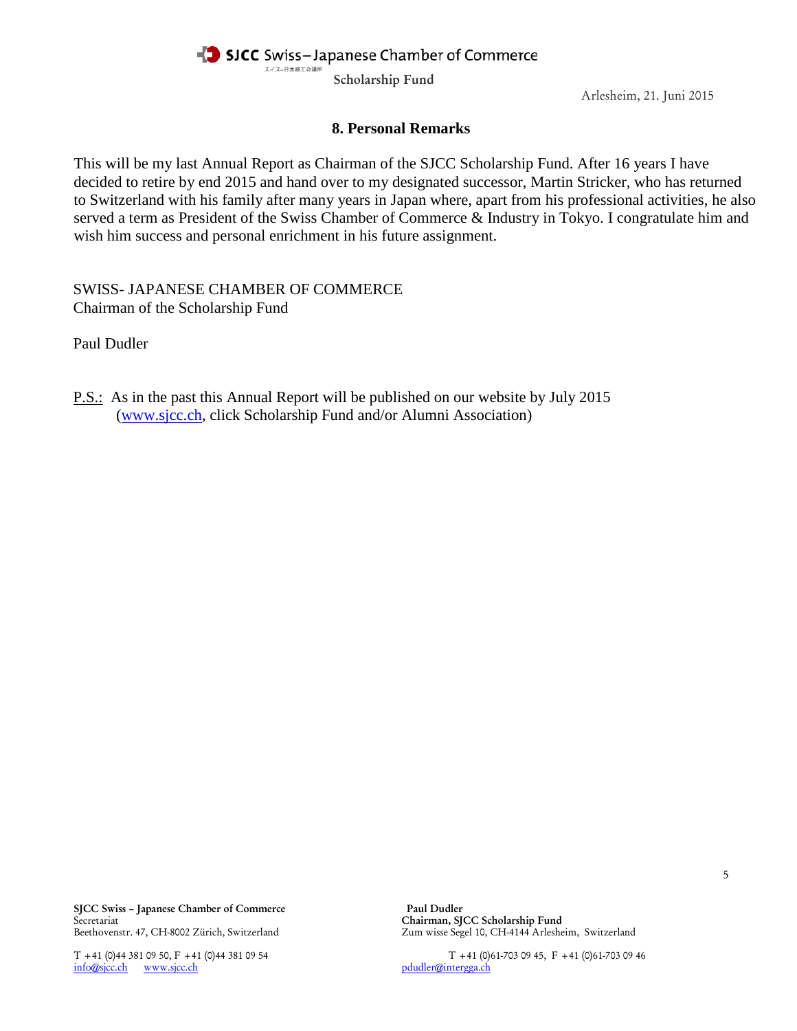SJCC Swiss–Japanese Chamber of Commerce

スイス–日本商工会議所

Scholarship Fund

Arlesheim, 21. Juni 2015

## 8. Personal Remarks

This will be my last Annual Report as Chairman of the SJCC Scholarship Fund. After 16 years I have decided to retire by end 2015 and hand over to my designated successor, Martin Stricker, who has returned to Switzerland with his family after many years in Japan where, apart from his professional activities, he also served a term as President of the Swiss Chamber of Commerce & Industry in Tokyo. I congratulate him and wish him success and personal enrichment in his future assignment.

SWISS- JAPANESE CHAMBER OF COMMERCE
Chairman of the Scholarship Fund

Paul Dudler

P.S.: As in the past this Annual Report will be published on our website by July 2015 (www.sjcc.ch, click Scholarship Fund and/or Alumni Association)

**SJCC Swiss – Japanese Chamber of Commerce**
Secretariat
Beethovenstr. 47, CH-8002 Zürich, Switzerland

T +41 (0)44 381 09 50, F +41 (0)44 381 09 54
info@sjcc.ch www.sjcc.ch

**Paul Dudler**
**Chairman, SJCC Scholarship Fund**
Zum wisse Segel 10, CH-4144 Arlesheim, Switzerland

T +41 (0)61-703 09 45, F +41 (0)61-703 09 46
pdudler@intergga.ch